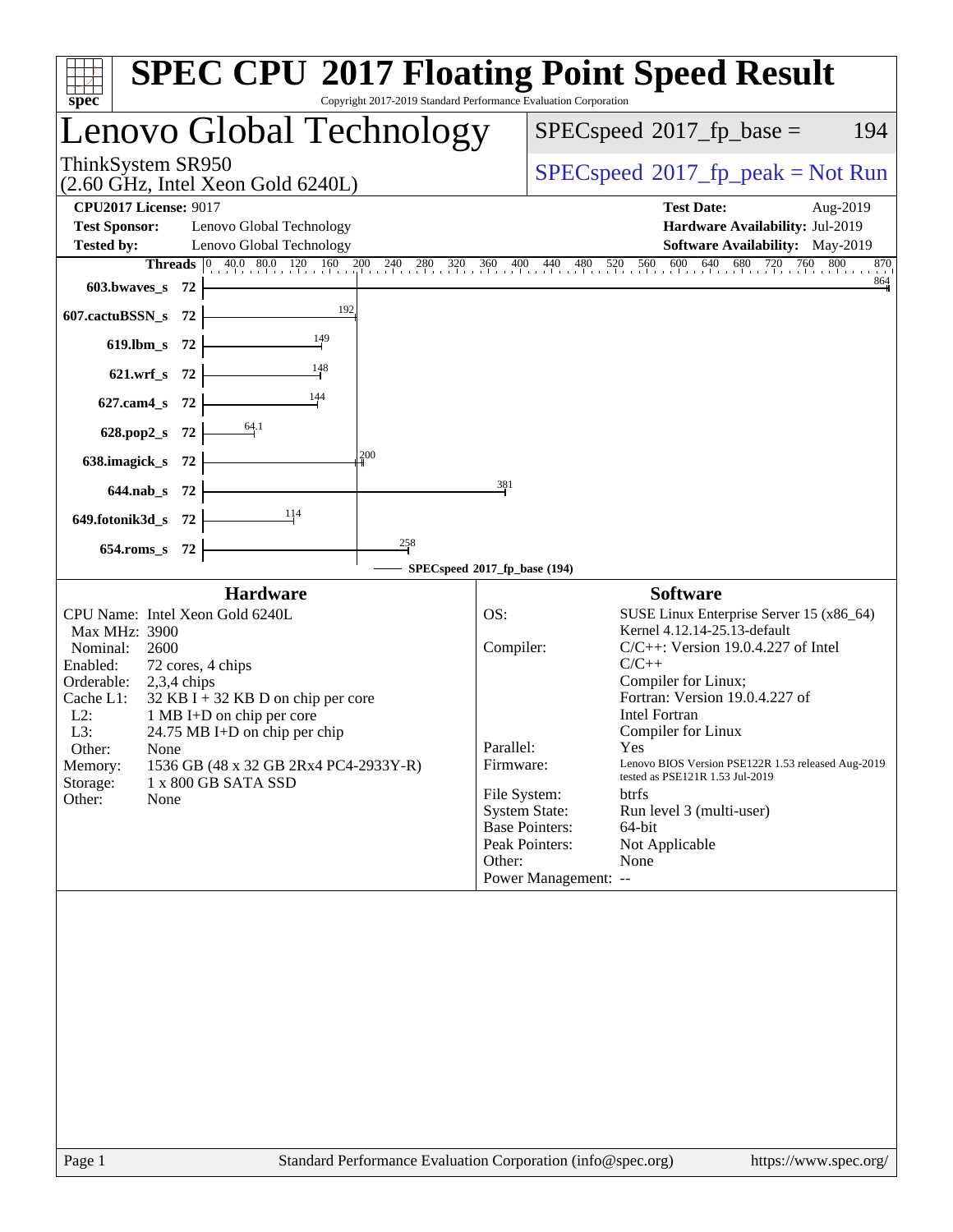# SPEC CPU 2017 Floating Point Speed Result

Copyright 2017-2019 Standard Performance Evaluation Corporation

## Lenovo Global Technology

ThinkSystem SR950
(2.60 GHz, Intel Xeon Gold 6240L)

SPECspeed 2017_fp_base = 194

SPECspeed 2017_fp_peak = Not Run

**CPU2017 License:** 9017
**Test Sponsor:** Lenovo Global Technology
**Tested by:** Lenovo Global Technology

**Test Date:** Aug-2019
**Hardware Availability:** Jul-2019
**Software Availability:** May-2019

| Benchmark | Threads | Base Ratio |
|---|---|---|
| 603.bwaves_s | 72 | 864 |
| 607.cactuBSSN_s | 72 | 192 |
| 619.lbm_s | 72 | 149 |
| 621.wrf_s | 72 | 148 |
| 627.cam4_s | 72 | 144 |
| 628.pop2_s | 72 | 64.1 |
| 638.imagick_s | 72 | 200 |
| 644.nab_s | 72 | 381 |
| 649.fotonik3d_s | 72 | 114 |
| 654.roms_s | 72 | 258 |

SPECspeed 2017_fp_base (194)

### Hardware

| | |
|---|---|
| CPU Name: | Intel Xeon Gold 6240L |
| Max MHz: | 3900 |
| Nominal: | 2600 |
| Enabled: | 72 cores, 4 chips |
| Orderable: | 2,3,4 chips |
| Cache L1: | 32 KB I + 32 KB D on chip per core |
| L2: | 1 MB I+D on chip per core |
| L3: | 24.75 MB I+D on chip per chip |
| Other: | None |
| Memory: | 1536 GB (48 x 32 GB 2Rx4 PC4-2933Y-R) |
| Storage: | 1 x 800 GB SATA SSD |
| Other: | None |

### Software

| | |
|---|---|
| OS: | SUSE Linux Enterprise Server 15 (x86_64) Kernel 4.12.14-25.13-default |
| Compiler: | C/C++: Version 19.0.4.227 of Intel C/C++ Compiler for Linux; Fortran: Version 19.0.4.227 of Intel Fortran Compiler for Linux |
| Parallel: | Yes |
| Firmware: | Lenovo BIOS Version PSE122R 1.53 released Aug-2019 tested as PSE121R 1.53 Jul-2019 |
| File System: | btrfs |
| System State: | Run level 3 (multi-user) |
| Base Pointers: | 64-bit |
| Peak Pointers: | Not Applicable |
| Other: | None |
| Power Management: | -- |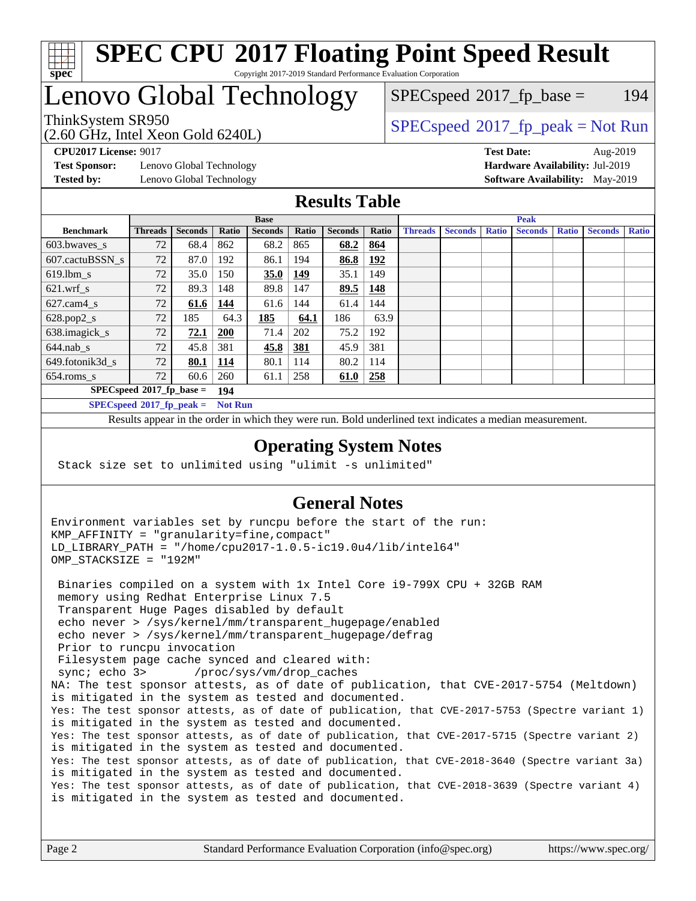# SPEC CPU 2017 Floating Point Speed Result

Copyright 2017-2019 Standard Performance Evaluation Corporation

# Lenovo Global Technology

ThinkSystem SR950
(2.60 GHz, Intel Xeon Gold 6240L)

SPECspeed 2017_fp_base = 194

SPECspeed 2017_fp_peak = Not Run

**CPU2017 License:** 9017
**Test Sponsor:** Lenovo Global Technology
**Tested by:** Lenovo Global Technology

**Test Date:** Aug-2019
**Hardware Availability:** Jul-2019
**Software Availability:** May-2019

## Results Table

| Benchmark | Base | | | | | | | Peak | | | | | | |
|---|---|---|---|---|---|---|---|---|---|---|---|---|---|---|
| | Threads | Seconds | Ratio | Seconds | Ratio | Seconds | Ratio | Threads | Seconds | Ratio | Seconds | Ratio | Seconds | Ratio |
| 603.bwaves_s | 72 | 68.4 | 862 | 68.2 | 865 | **68.2** | **864** | | | | | | | |
| 607.cactuBSSN_s | 72 | 87.0 | 192 | 86.1 | 194 | **86.8** | **192** | | | | | | | |
| 619.lbm_s | 72 | 35.0 | 150 | **35.0** | **149** | 35.1 | 149 | | | | | | | |
| 621.wrf_s | 72 | 89.3 | 148 | 89.8 | 147 | **89.5** | **148** | | | | | | | |
| 627.cam4_s | 72 | **61.6** | **144** | 61.6 | 144 | 61.4 | 144 | | | | | | | |
| 628.pop2_s | 72 | 185 | 64.3 | **185** | **64.1** | 186 | 63.9 | | | | | | | |
| 638.imagick_s | 72 | **72.1** | **200** | 71.4 | 202 | 75.2 | 192 | | | | | | | |
| 644.nab_s | 72 | 45.8 | 381 | **45.8** | **381** | 45.9 | 381 | | | | | | | |
| 649.fotonik3d_s | 72 | **80.1** | **114** | 80.1 | 114 | 80.2 | 114 | | | | | | | |
| 654.roms_s | 72 | 60.6 | 260 | 61.1 | 258 | **61.0** | **258** | | | | | | | |

**SPECspeed 2017_fp_base = 194**

**SPECspeed 2017_fp_peak = Not Run**

Results appear in the order in which they were run. Bold underlined text indicates a median measurement.

## Operating System Notes

```
Stack size set to unlimited using "ulimit -s unlimited"
```

## General Notes

```
Environment variables set by runcpu before the start of the run:
KMP_AFFINITY = "granularity=fine,compact"
LD_LIBRARY_PATH = "/home/cpu2017-1.0.5-ic19.0u4/lib/intel64"
OMP_STACKSIZE = "192M"

 Binaries compiled on a system with 1x Intel Core i9-799X CPU + 32GB RAM
 memory using Redhat Enterprise Linux 7.5
 Transparent Huge Pages disabled by default
 echo never > /sys/kernel/mm/transparent_hugepage/enabled
 echo never > /sys/kernel/mm/transparent_hugepage/defrag
 Prior to runcpu invocation
 Filesystem page cache synced and cleared with:
 sync; echo 3>       /proc/sys/vm/drop_caches
NA: The test sponsor attests, as of date of publication, that CVE-2017-5754 (Meltdown)
is mitigated in the system as tested and documented.
Yes: The test sponsor attests, as of date of publication, that CVE-2017-5753 (Spectre variant 1)
is mitigated in the system as tested and documented.
Yes: The test sponsor attests, as of date of publication, that CVE-2017-5715 (Spectre variant 2)
is mitigated in the system as tested and documented.
Yes: The test sponsor attests, as of date of publication, that CVE-2018-3640 (Spectre variant 3a)
is mitigated in the system as tested and documented.
Yes: The test sponsor attests, as of date of publication, that CVE-2018-3639 (Spectre variant 4)
is mitigated in the system as tested and documented.
```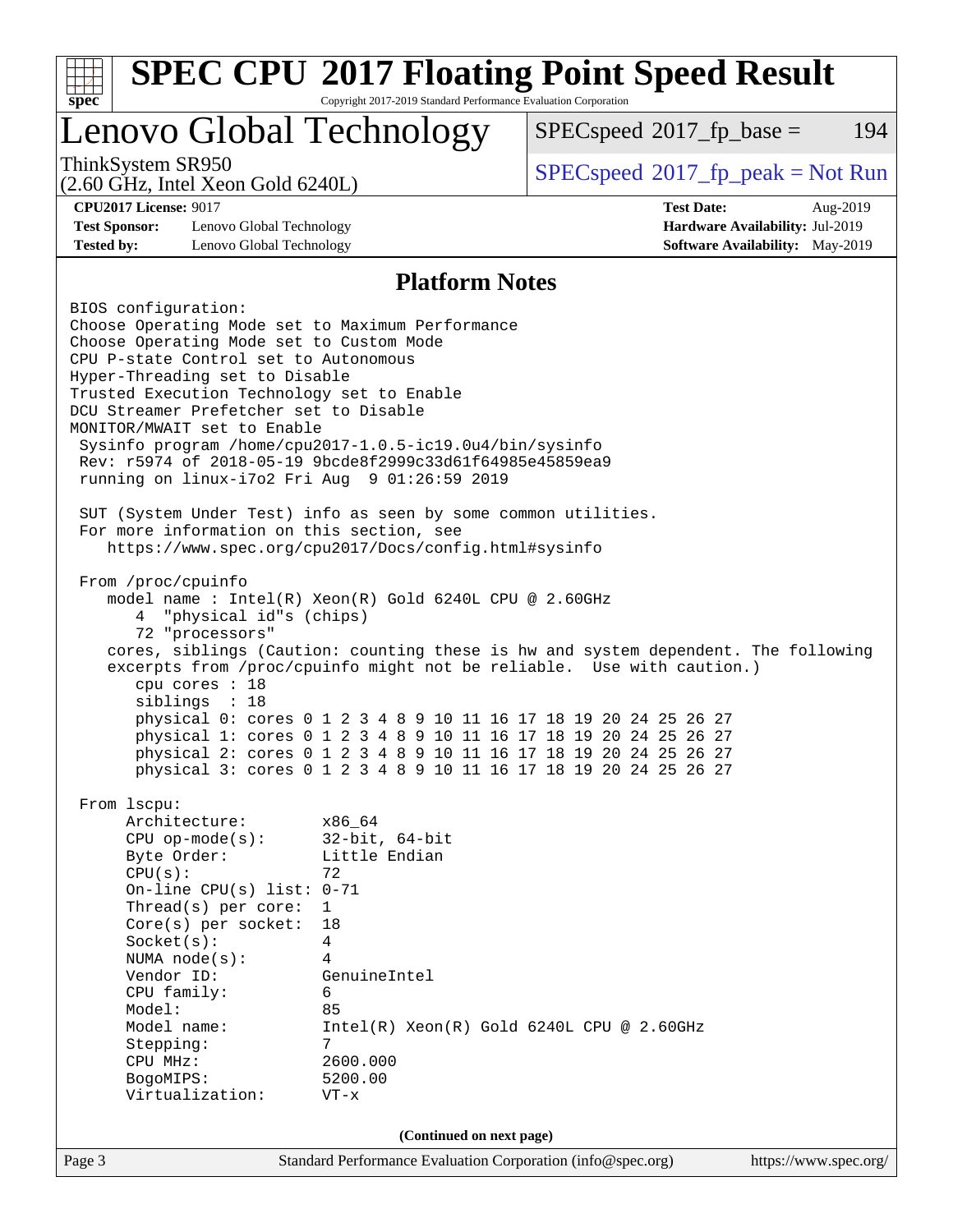# SPEC CPU 2017 Floating Point Speed Result

Copyright 2017-2019 Standard Performance Evaluation Corporation

## Lenovo Global Technology

ThinkSystem SR950
(2.60 GHz, Intel Xeon Gold 6240L)

SPECspeed 2017_fp_base = 194

SPECspeed 2017_fp_peak = Not Run

**CPU2017 License:** 9017
**Test Sponsor:** Lenovo Global Technology
**Tested by:** Lenovo Global Technology

**Test Date:** Aug-2019
**Hardware Availability:** Jul-2019
**Software Availability:** May-2019

## Platform Notes

```
BIOS configuration:
Choose Operating Mode set to Maximum Performance
Choose Operating Mode set to Custom Mode
CPU P-state Control set to Autonomous
Hyper-Threading set to Disable
Trusted Execution Technology set to Enable
DCU Streamer Prefetcher set to Disable
MONITOR/MWAIT set to Enable
 Sysinfo program /home/cpu2017-1.0.5-ic19.0u4/bin/sysinfo
 Rev: r5974 of 2018-05-19 9bcde8f2999c33d61f64985e45859ea9
 running on linux-i7o2 Fri Aug  9 01:26:59 2019

 SUT (System Under Test) info as seen by some common utilities.
 For more information on this section, see
    https://www.spec.org/cpu2017/Docs/config.html#sysinfo

 From /proc/cpuinfo
    model name : Intel(R) Xeon(R) Gold 6240L CPU @ 2.60GHz
       4  "physical id"s (chips)
       72 "processors"
    cores, siblings (Caution: counting these is hw and system dependent. The following
    excerpts from /proc/cpuinfo might not be reliable.  Use with caution.)
       cpu cores : 18
       siblings  : 18
       physical 0: cores 0 1 2 3 4 8 9 10 11 16 17 18 19 20 24 25 26 27
       physical 1: cores 0 1 2 3 4 8 9 10 11 16 17 18 19 20 24 25 26 27
       physical 2: cores 0 1 2 3 4 8 9 10 11 16 17 18 19 20 24 25 26 27
       physical 3: cores 0 1 2 3 4 8 9 10 11 16 17 18 19 20 24 25 26 27

 From lscpu:
      Architecture:        x86_64
      CPU op-mode(s):      32-bit, 64-bit
      Byte Order:          Little Endian
      CPU(s):              72
      On-line CPU(s) list: 0-71
      Thread(s) per core:  1
      Core(s) per socket:  18
      Socket(s):           4
      NUMA node(s):        4
      Vendor ID:           GenuineIntel
      CPU family:          6
      Model:               85
      Model name:          Intel(R) Xeon(R) Gold 6240L CPU @ 2.60GHz
      Stepping:            7
      CPU MHz:             2600.000
      BogoMIPS:            5200.00
      Virtualization:      VT-x
```

(Continued on next page)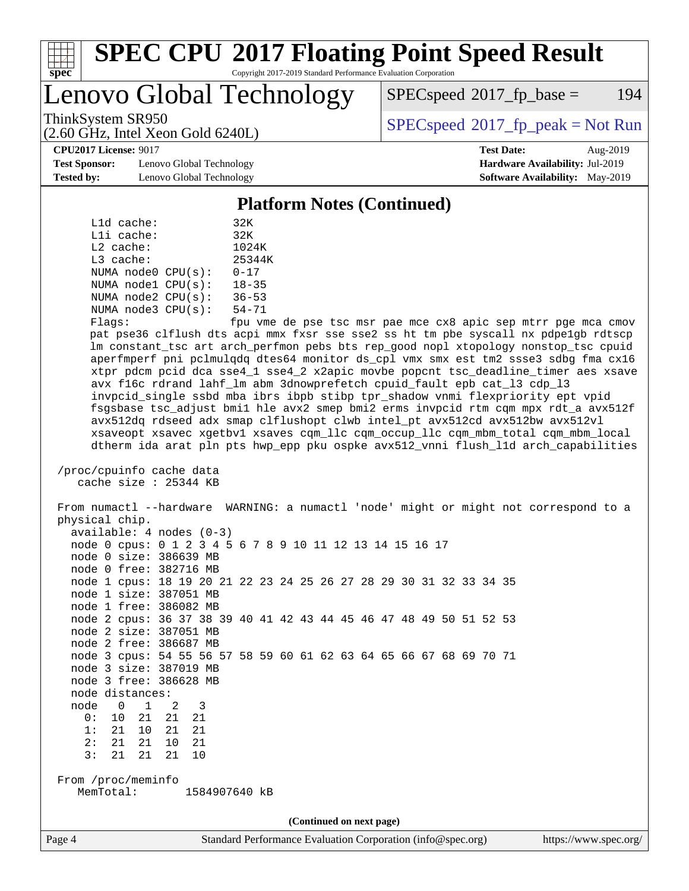## Platform Notes (Continued)

```
    L1d cache:           32K
    L1i cache:           32K
    L2 cache:            1024K
    L3 cache:            25344K
    NUMA node0 CPU(s):   0-17
    NUMA node1 CPU(s):   18-35
    NUMA node2 CPU(s):   36-53
    NUMA node3 CPU(s):   54-71
    Flags:               fpu vme de pse tsc msr pae mce cx8 apic sep mtrr pge mca cmov
    pat pse36 clflush dts acpi mmx fxsr sse sse2 ss ht tm pbe syscall nx pdpe1gb rdtscp
    lm constant_tsc art arch_perfmon pebs bts rep_good nopl xtopology nonstop_tsc cpuid
    aperfmperf pni pclmulqdq dtes64 monitor ds_cpl vmx smx est tm2 ssse3 sdbg fma cx16
    xtpr pdcm pcid dca sse4_1 sse4_2 x2apic movbe popcnt tsc_deadline_timer aes xsave
    avx f16c rdrand lahf_lm abm 3dnowprefetch cpuid_fault epb cat_l3 cdp_l3
    invpcid_single ssbd mba ibrs ibpb stibp tpr_shadow vnmi flexpriority ept vpid
    fsgsbase tsc_adjust bmi1 hle avx2 smep bmi2 erms invpcid rtm cqm mpx rdt_a avx512f
    avx512dq rdseed adx smap clflushopt clwb intel_pt avx512cd avx512bw avx512vl
    xsaveopt xsavec xgetbv1 xsaves cqm_llc cqm_occup_llc cqm_mbm_total cqm_mbm_local
    dtherm ida arat pln pts hwp_epp pku ospke avx512_vnni flush_l1d arch_capabilities

 /proc/cpuinfo cache data
    cache size : 25344 KB

 From numactl --hardware  WARNING: a numactl 'node' might or might not correspond to a
 physical chip.
   available: 4 nodes (0-3)
   node 0 cpus: 0 1 2 3 4 5 6 7 8 9 10 11 12 13 14 15 16 17
   node 0 size: 386639 MB
   node 0 free: 382716 MB
   node 1 cpus: 18 19 20 21 22 23 24 25 26 27 28 29 30 31 32 33 34 35
   node 1 size: 387051 MB
   node 1 free: 386082 MB
   node 2 cpus: 36 37 38 39 40 41 42 43 44 45 46 47 48 49 50 51 52 53
   node 2 size: 387051 MB
   node 2 free: 386687 MB
   node 3 cpus: 54 55 56 57 58 59 60 61 62 63 64 65 66 67 68 69 70 71
   node 3 size: 387019 MB
   node 3 free: 386628 MB
   node distances:
   node   0   1   2   3
     0:  10  21  21  21
     1:  21  10  21  21
     2:  21  21  10  21
     3:  21  21  21  10

 From /proc/meminfo
    MemTotal:       1584907640 kB
```

(Continued on next page)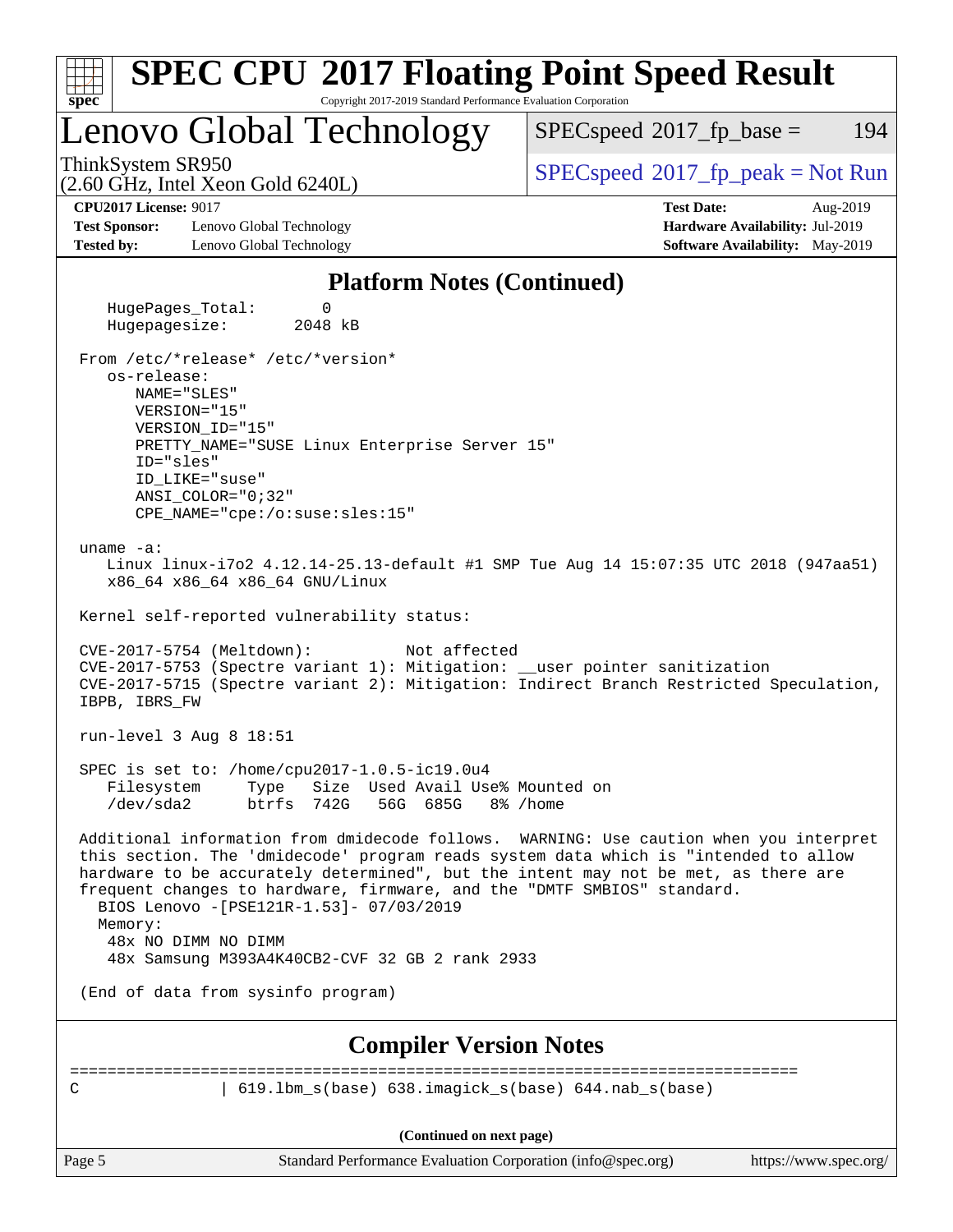# SPEC CPU 2017 Floating Point Speed Result

Copyright 2017-2019 Standard Performance Evaluation Corporation

## Lenovo Global Technology

ThinkSystem SR950
(2.60 GHz, Intel Xeon Gold 6240L)

SPECspeed 2017_fp_base = 194

SPECspeed 2017_fp_peak = Not Run

**CPU2017 License:** 9017
**Test Sponsor:** Lenovo Global Technology
**Tested by:** Lenovo Global Technology

**Test Date:** Aug-2019
**Hardware Availability:** Jul-2019
**Software Availability:** May-2019

### Platform Notes (Continued)

```
    HugePages_Total:       0
    Hugepagesize:       2048 kB

 From /etc/*release* /etc/*version*
    os-release:
       NAME="SLES"
       VERSION="15"
       VERSION_ID="15"
       PRETTY_NAME="SUSE Linux Enterprise Server 15"
       ID="sles"
       ID_LIKE="suse"
       ANSI_COLOR="0;32"
       CPE_NAME="cpe:/o:suse:sles:15"

 uname -a:
    Linux linux-i7o2 4.12.14-25.13-default #1 SMP Tue Aug 14 15:07:35 UTC 2018 (947aa51)
    x86_64 x86_64 x86_64 GNU/Linux

 Kernel self-reported vulnerability status:

 CVE-2017-5754 (Meltdown):          Not affected
 CVE-2017-5753 (Spectre variant 1): Mitigation: __user pointer sanitization
 CVE-2017-5715 (Spectre variant 2): Mitigation: Indirect Branch Restricted Speculation,
 IBPB, IBRS_FW

 run-level 3 Aug 8 18:51

 SPEC is set to: /home/cpu2017-1.0.5-ic19.0u4
    Filesystem     Type   Size  Used Avail Use% Mounted on
    /dev/sda2      btrfs  742G   56G  685G   8% /home

 Additional information from dmidecode follows.  WARNING: Use caution when you interpret
 this section. The 'dmidecode' program reads system data which is "intended to allow
 hardware to be accurately determined", but the intent may not be met, as there are
 frequent changes to hardware, firmware, and the "DMTF SMBIOS" standard.
   BIOS Lenovo -[PSE121R-1.53]- 07/03/2019
   Memory:
    48x NO DIMM NO DIMM
    48x Samsung M393A4K40CB2-CVF 32 GB 2 rank 2933

 (End of data from sysinfo program)
```

### Compiler Version Notes

```
==============================================================================
C               | 619.lbm_s(base) 638.imagick_s(base) 644.nab_s(base)
```

(Continued on next page)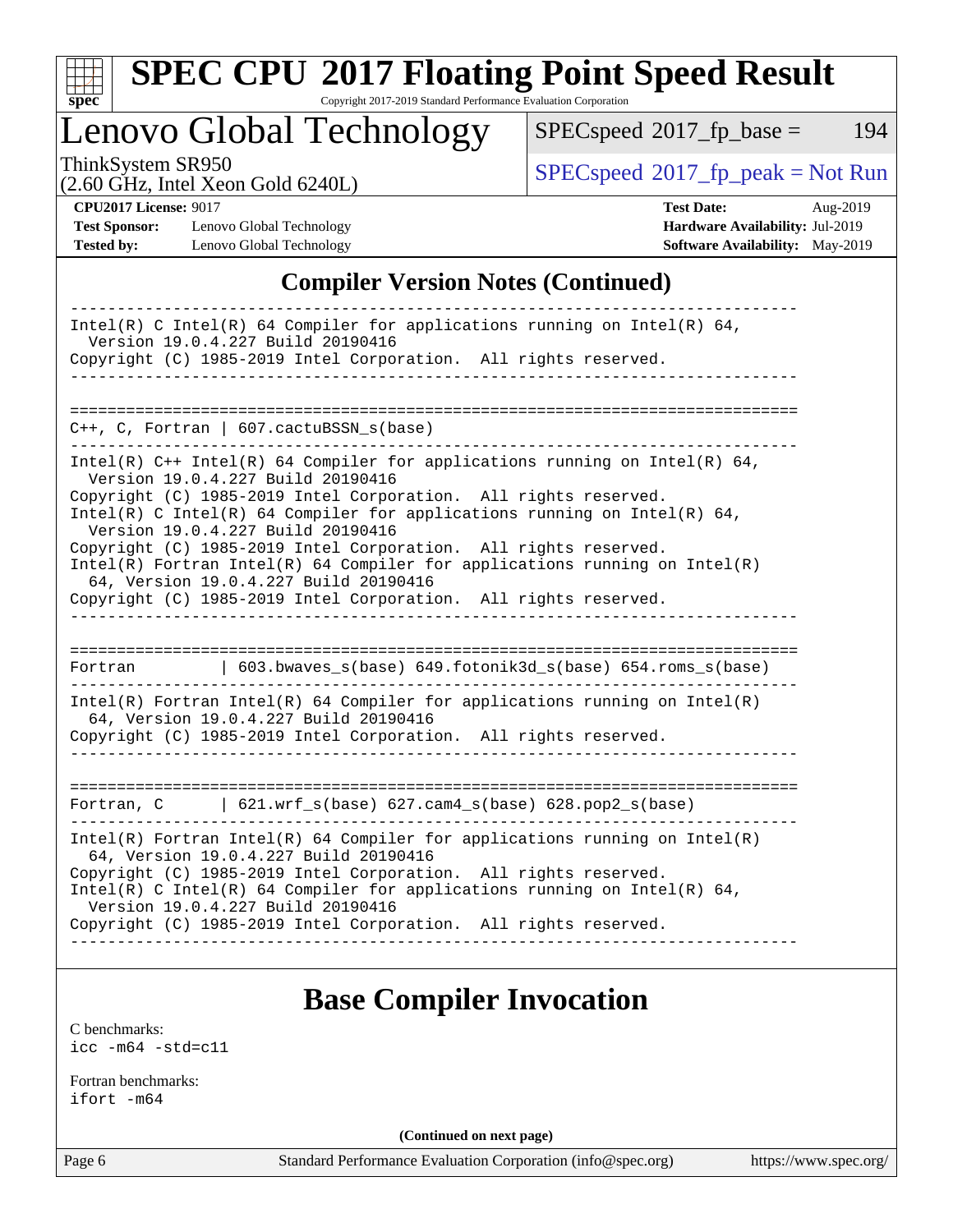## Compiler Version Notes (Continued)

```
------------------------------------------------------------------------------
Intel(R) C Intel(R) 64 Compiler for applications running on Intel(R) 64,
  Version 19.0.4.227 Build 20190416
Copyright (C) 1985-2019 Intel Corporation.  All rights reserved.
------------------------------------------------------------------------------

==============================================================================
C++, C, Fortran | 607.cactuBSSN_s(base)
------------------------------------------------------------------------------
Intel(R) C++ Intel(R) 64 Compiler for applications running on Intel(R) 64,
  Version 19.0.4.227 Build 20190416
Copyright (C) 1985-2019 Intel Corporation.  All rights reserved.
Intel(R) C Intel(R) 64 Compiler for applications running on Intel(R) 64,
  Version 19.0.4.227 Build 20190416
Copyright (C) 1985-2019 Intel Corporation.  All rights reserved.
Intel(R) Fortran Intel(R) 64 Compiler for applications running on Intel(R)
  64, Version 19.0.4.227 Build 20190416
Copyright (C) 1985-2019 Intel Corporation.  All rights reserved.
------------------------------------------------------------------------------

==============================================================================
Fortran         | 603.bwaves_s(base) 649.fotonik3d_s(base) 654.roms_s(base)
------------------------------------------------------------------------------
Intel(R) Fortran Intel(R) 64 Compiler for applications running on Intel(R)
  64, Version 19.0.4.227 Build 20190416
Copyright (C) 1985-2019 Intel Corporation.  All rights reserved.
------------------------------------------------------------------------------

==============================================================================
Fortran, C      | 621.wrf_s(base) 627.cam4_s(base) 628.pop2_s(base)
------------------------------------------------------------------------------
Intel(R) Fortran Intel(R) 64 Compiler for applications running on Intel(R)
  64, Version 19.0.4.227 Build 20190416
Copyright (C) 1985-2019 Intel Corporation.  All rights reserved.
Intel(R) C Intel(R) 64 Compiler for applications running on Intel(R) 64,
  Version 19.0.4.227 Build 20190416
Copyright (C) 1985-2019 Intel Corporation.  All rights reserved.
------------------------------------------------------------------------------
```

## Base Compiler Invocation

C benchmarks:
`icc -m64 -std=c11`

Fortran benchmarks:
`ifort -m64`

(Continued on next page)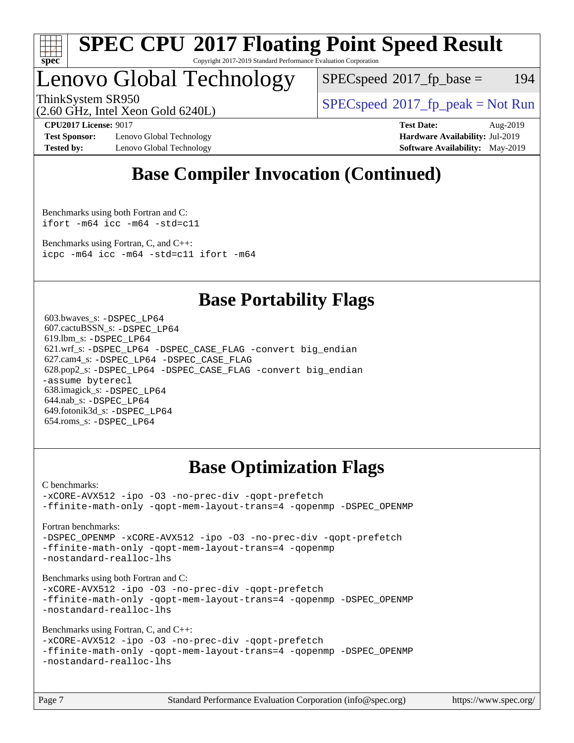## Base Compiler Invocation (Continued)

Benchmarks using both Fortran and C:
`ifort -m64 icc -m64 -std=c11`

Benchmarks using Fortran, C, and C++:
`icpc -m64 icc -m64 -std=c11 ifort -m64`

## Base Portability Flags

603.bwaves_s: `-DSPEC_LP64`
607.cactuBSSN_s: `-DSPEC_LP64`
619.lbm_s: `-DSPEC_LP64`
621.wrf_s: `-DSPEC_LP64 -DSPEC_CASE_FLAG -convert big_endian`
627.cam4_s: `-DSPEC_LP64 -DSPEC_CASE_FLAG`
628.pop2_s: `-DSPEC_LP64 -DSPEC_CASE_FLAG -convert big_endian -assume byterecl`
638.imagick_s: `-DSPEC_LP64`
644.nab_s: `-DSPEC_LP64`
649.fotonik3d_s: `-DSPEC_LP64`
654.roms_s: `-DSPEC_LP64`

## Base Optimization Flags

C benchmarks:
```
-xCORE-AVX512 -ipo -O3 -no-prec-div -qopt-prefetch
-ffinite-math-only -qopt-mem-layout-trans=4 -qopenmp -DSPEC_OPENMP
```

Fortran benchmarks:
```
-DSPEC_OPENMP -xCORE-AVX512 -ipo -O3 -no-prec-div -qopt-prefetch
-ffinite-math-only -qopt-mem-layout-trans=4 -qopenmp
-nostandard-realloc-lhs
```

Benchmarks using both Fortran and C:
```
-xCORE-AVX512 -ipo -O3 -no-prec-div -qopt-prefetch
-ffinite-math-only -qopt-mem-layout-trans=4 -qopenmp -DSPEC_OPENMP
-nostandard-realloc-lhs
```

Benchmarks using Fortran, C, and C++:
```
-xCORE-AVX512 -ipo -O3 -no-prec-div -qopt-prefetch
-ffinite-math-only -qopt-mem-layout-trans=4 -qopenmp -DSPEC_OPENMP
-nostandard-realloc-lhs
```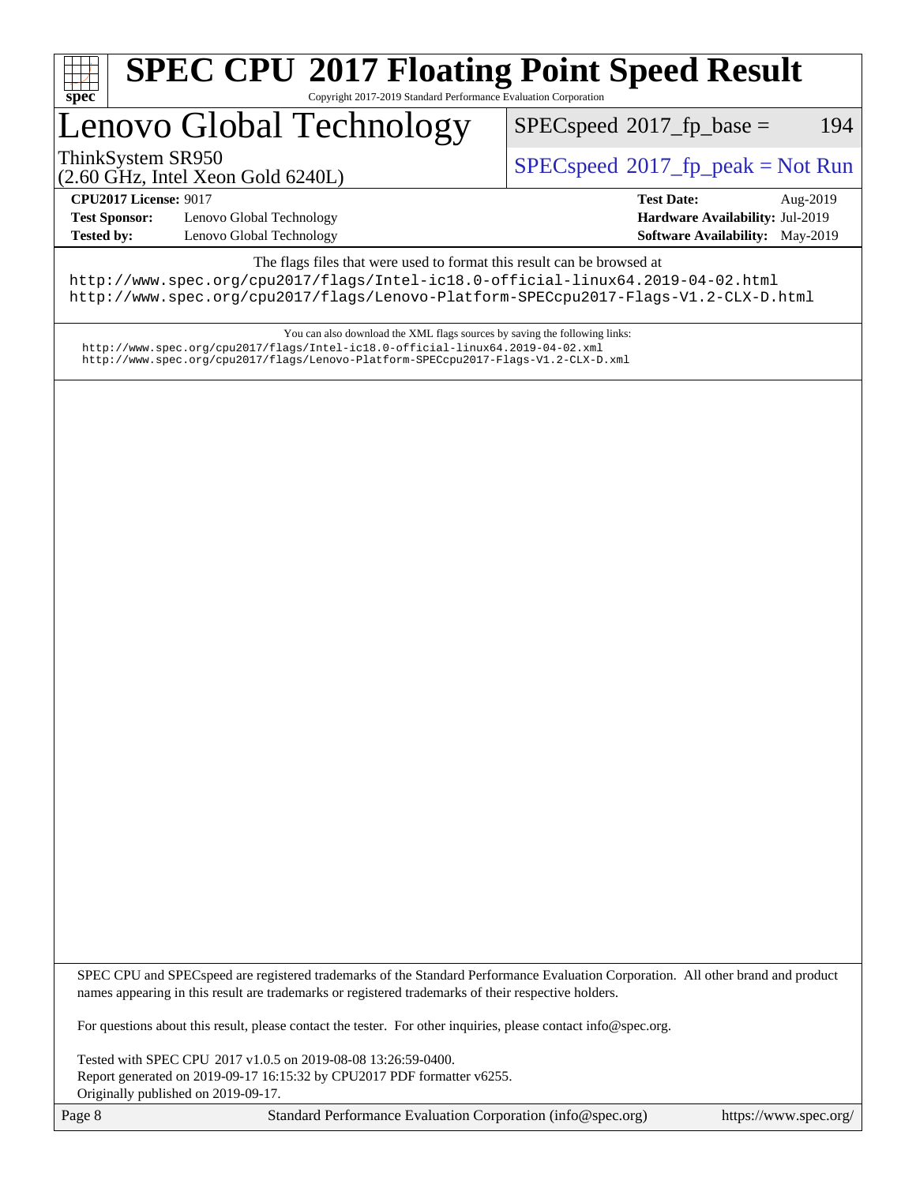# SPEC CPU 2017 Floating Point Speed Result

Copyright 2017-2019 Standard Performance Evaluation Corporation

## Lenovo Global Technology

ThinkSystem SR950
(2.60 GHz, Intel Xeon Gold 6240L)

SPECspeed 2017_fp_base = 194

SPECspeed 2017_fp_peak = Not Run

**CPU2017 License:** 9017
**Test Sponsor:** Lenovo Global Technology
**Tested by:** Lenovo Global Technology

**Test Date:** Aug-2019
**Hardware Availability:** Jul-2019
**Software Availability:** May-2019

The flags files that were used to format this result can be browsed at
http://www.spec.org/cpu2017/flags/Intel-ic18.0-official-linux64.2019-04-02.html
http://www.spec.org/cpu2017/flags/Lenovo-Platform-SPECcpu2017-Flags-V1.2-CLX-D.html

You can also download the XML flags sources by saving the following links:
http://www.spec.org/cpu2017/flags/Intel-ic18.0-official-linux64.2019-04-02.xml
http://www.spec.org/cpu2017/flags/Lenovo-Platform-SPECcpu2017-Flags-V1.2-CLX-D.xml

SPEC CPU and SPECspeed are registered trademarks of the Standard Performance Evaluation Corporation. All other brand and product names appearing in this result are trademarks or registered trademarks of their respective holders.

For questions about this result, please contact the tester. For other inquiries, please contact info@spec.org.

Tested with SPEC CPU 2017 v1.0.5 on 2019-08-08 13:26:59-0400.
Report generated on 2019-09-17 16:15:32 by CPU2017 PDF formatter v6255.
Originally published on 2019-09-17.